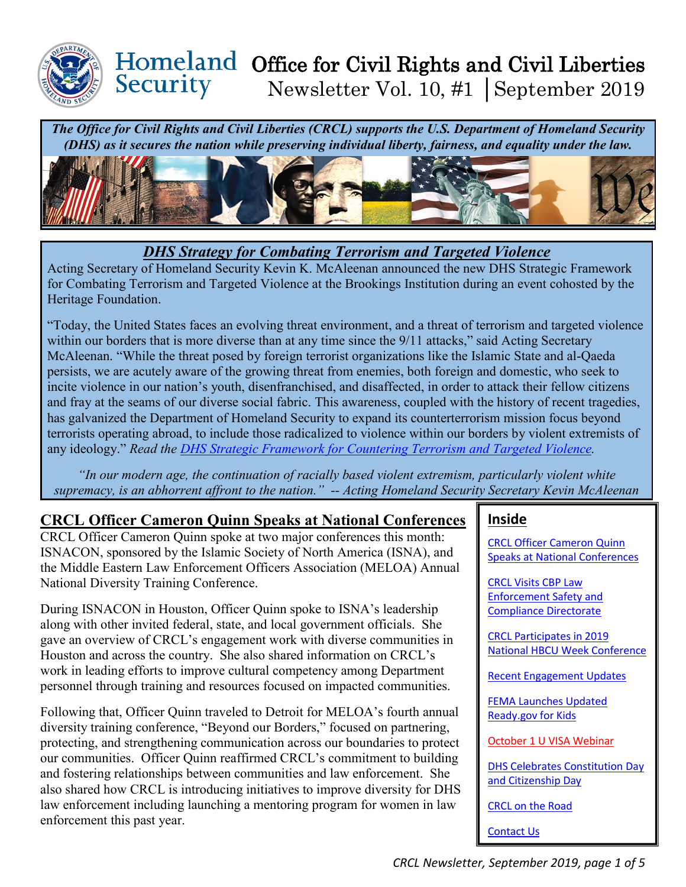# Homeland Security — Office for Civil Rights and Civil Liberties

Newsletter Vol. 10, #1 | September 2019

***The Office for Civil Rights and Civil Liberties (CRCL) supports the U.S. Department of Homeland Security (DHS) as it secures the nation while preserving individual liberty, fairness, and equality under the law.***

## *DHS Strategy for Combating Terrorism and Targeted Violence*

Acting Secretary of Homeland Security Kevin K. McAleenan announced the new DHS Strategic Framework for Combating Terrorism and Targeted Violence at the Brookings Institution during an event cohosted by the Heritage Foundation.

"Today, the United States faces an evolving threat environment, and a threat of terrorism and targeted violence within our borders that is more diverse than at any time since the 9/11 attacks," said Acting Secretary McAleenan. "While the threat posed by foreign terrorist organizations like the Islamic State and al-Qaeda persists, we are acutely aware of the growing threat from enemies, both foreign and domestic, who seek to incite violence in our nation's youth, disenfranchised, and disaffected, in order to attack their fellow citizens and fray at the seams of our diverse social fabric. This awareness, coupled with the history of recent tragedies, has galvanized the Department of Homeland Security to expand its counterterrorism mission focus beyond terrorists operating abroad, to include those radicalized to violence within our borders by violent extremists of any ideology." *Read the DHS Strategic Framework for Countering Terrorism and Targeted Violence.*

*"In our modern age, the continuation of racially based violent extremism, particularly violent white supremacy, is an abhorrent affront to the nation." -- Acting Homeland Security Secretary Kevin McAleenan*

## CRCL Officer Cameron Quinn Speaks at National Conferences

CRCL Officer Cameron Quinn spoke at two major conferences this month: ISNACON, sponsored by the Islamic Society of North America (ISNA), and the Middle Eastern Law Enforcement Officers Association (MELOA) Annual National Diversity Training Conference.

During ISNACON in Houston, Officer Quinn spoke to ISNA's leadership along with other invited federal, state, and local government officials. She gave an overview of CRCL's engagement work with diverse communities in Houston and across the country. She also shared information on CRCL's work in leading efforts to improve cultural competency among Department personnel through training and resources focused on impacted communities.

Following that, Officer Quinn traveled to Detroit for MELOA's fourth annual diversity training conference, "Beyond our Borders," focused on partnering, protecting, and strengthening communication across our boundaries to protect our communities. Officer Quinn reaffirmed CRCL's commitment to building and fostering relationships between communities and law enforcement. She also shared how CRCL is introducing initiatives to improve diversity for DHS law enforcement including launching a mentoring program for women in law enforcement this past year.

### Inside

- CRCL Officer Cameron Quinn Speaks at National Conferences
- CRCL Visits CBP Law Enforcement Safety and Compliance Directorate
- CRCL Participates in 2019 National HBCU Week Conference
- Recent Engagement Updates
- FEMA Launches Updated Ready.gov for Kids
- October 1 U VISA Webinar
- DHS Celebrates Constitution Day and Citizenship Day
- CRCL on the Road
- Contact Us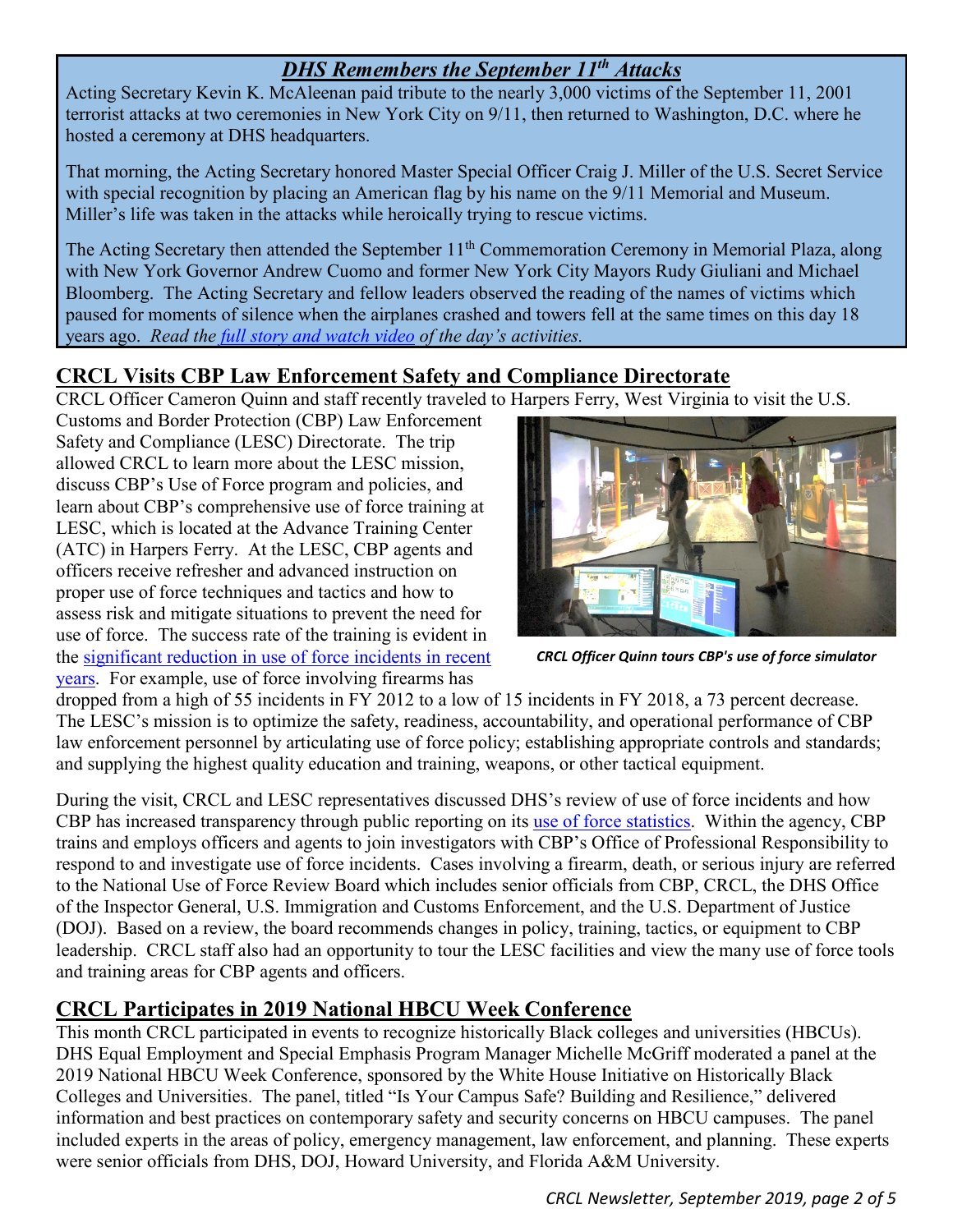## *DHS Remembers the September 11th Attacks*

Acting Secretary Kevin K. McAleenan paid tribute to the nearly 3,000 victims of the September 11, 2001 terrorist attacks at two ceremonies in New York City on 9/11, then returned to Washington, D.C. where he hosted a ceremony at DHS headquarters.

That morning, the Acting Secretary honored Master Special Officer Craig J. Miller of the U.S. Secret Service with special recognition by placing an American flag by his name on the 9/11 Memorial and Museum. Miller's life was taken in the attacks while heroically trying to rescue victims.

The Acting Secretary then attended the September 11th Commemoration Ceremony in Memorial Plaza, along with New York Governor Andrew Cuomo and former New York City Mayors Rudy Giuliani and Michael Bloomberg. The Acting Secretary and fellow leaders observed the reading of the names of victims which paused for moments of silence when the airplanes crashed and towers fell at the same times on this day 18 years ago. *Read the full story and watch video of the day's activities.*

## CRCL Visits CBP Law Enforcement Safety and Compliance Directorate

CRCL Officer Cameron Quinn and staff recently traveled to Harpers Ferry, West Virginia to visit the U.S. Customs and Border Protection (CBP) Law Enforcement Safety and Compliance (LESC) Directorate. The trip allowed CRCL to learn more about the LESC mission, discuss CBP's Use of Force program and policies, and learn about CBP's comprehensive use of force training at LESC, which is located at the Advance Training Center (ATC) in Harpers Ferry. At the LESC, CBP agents and officers receive refresher and advanced instruction on proper use of force techniques and tactics and how to assess risk and mitigate situations to prevent the need for use of force. The success rate of the training is evident in the significant reduction in use of force incidents in recent years. For example, use of force involving firearms has dropped from a high of 55 incidents in FY 2012 to a low of 15 incidents in FY 2018, a 73 percent decrease. The LESC's mission is to optimize the safety, readiness, accountability, and operational performance of CBP law enforcement personnel by articulating use of force policy; establishing appropriate controls and standards; and supplying the highest quality education and training, weapons, or other tactical equipment.

*CRCL Officer Quinn tours CBP's use of force simulator*

During the visit, CRCL and LESC representatives discussed DHS's review of use of force incidents and how CBP has increased transparency through public reporting on its use of force statistics. Within the agency, CBP trains and employs officers and agents to join investigators with CBP's Office of Professional Responsibility to respond to and investigate use of force incidents. Cases involving a firearm, death, or serious injury are referred to the National Use of Force Review Board which includes senior officials from CBP, CRCL, the DHS Office of the Inspector General, U.S. Immigration and Customs Enforcement, and the U.S. Department of Justice (DOJ). Based on a review, the board recommends changes in policy, training, tactics, or equipment to CBP leadership. CRCL staff also had an opportunity to tour the LESC facilities and view the many use of force tools and training areas for CBP agents and officers.

## CRCL Participates in 2019 National HBCU Week Conference

This month CRCL participated in events to recognize historically Black colleges and universities (HBCUs). DHS Equal Employment and Special Emphasis Program Manager Michelle McGriff moderated a panel at the 2019 National HBCU Week Conference, sponsored by the White House Initiative on Historically Black Colleges and Universities. The panel, titled "Is Your Campus Safe? Building and Resilience," delivered information and best practices on contemporary safety and security concerns on HBCU campuses. The panel included experts in the areas of policy, emergency management, law enforcement, and planning. These experts were senior officials from DHS, DOJ, Howard University, and Florida A&M University.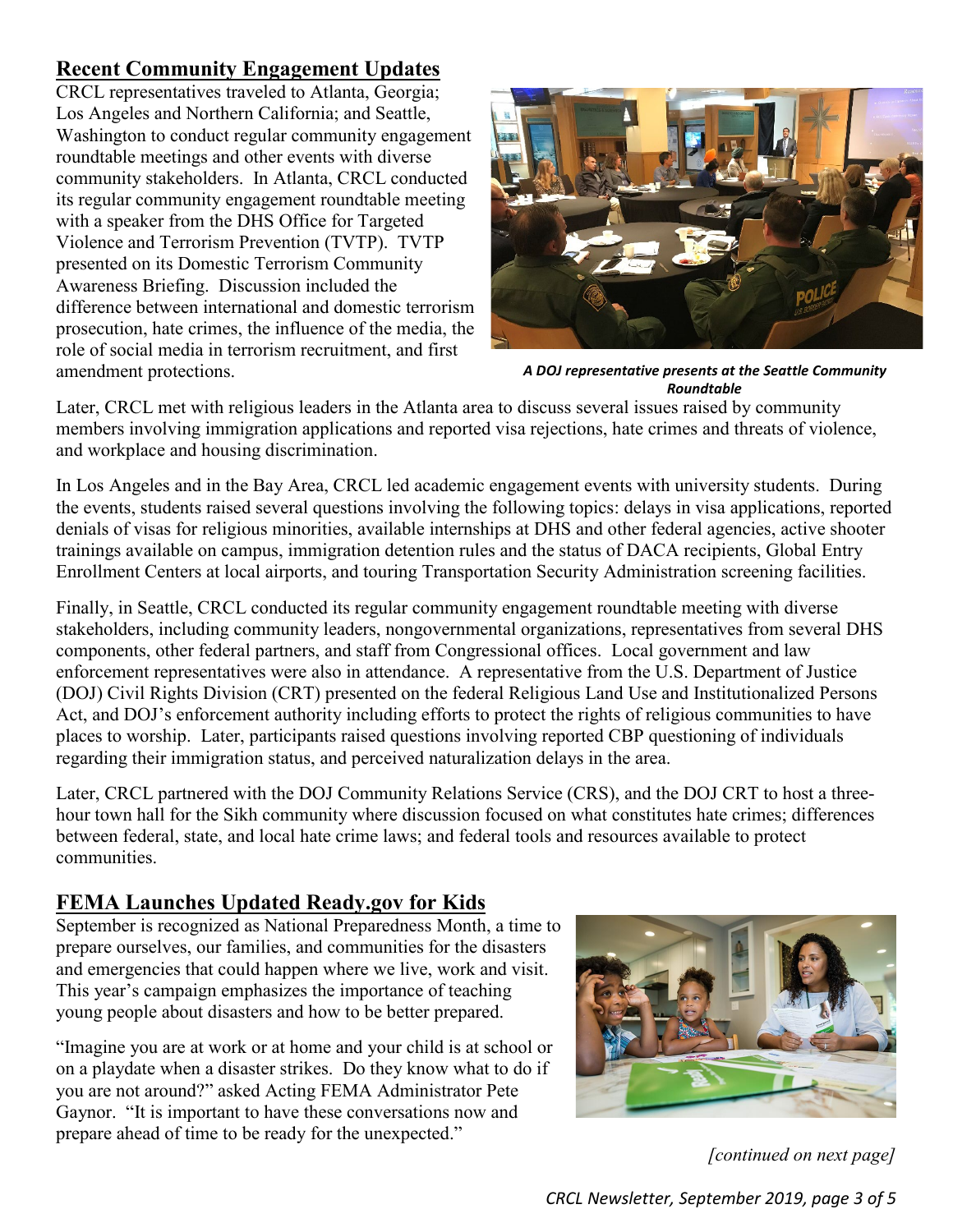## Recent Community Engagement Updates

CRCL representatives traveled to Atlanta, Georgia; Los Angeles and Northern California; and Seattle, Washington to conduct regular community engagement roundtable meetings and other events with diverse community stakeholders. In Atlanta, CRCL conducted its regular community engagement roundtable meeting with a speaker from the DHS Office for Targeted Violence and Terrorism Prevention (TVTP). TVTP presented on its Domestic Terrorism Community Awareness Briefing. Discussion included the difference between international and domestic terrorism prosecution, hate crimes, the influence of the media, the role of social media in terrorism recruitment, and first amendment protections.

***A DOJ representative presents at the Seattle Community Roundtable***

Later, CRCL met with religious leaders in the Atlanta area to discuss several issues raised by community members involving immigration applications and reported visa rejections, hate crimes and threats of violence, and workplace and housing discrimination.

In Los Angeles and in the Bay Area, CRCL led academic engagement events with university students. During the events, students raised several questions involving the following topics: delays in visa applications, reported denials of visas for religious minorities, available internships at DHS and other federal agencies, active shooter trainings available on campus, immigration detention rules and the status of DACA recipients, Global Entry Enrollment Centers at local airports, and touring Transportation Security Administration screening facilities.

Finally, in Seattle, CRCL conducted its regular community engagement roundtable meeting with diverse stakeholders, including community leaders, nongovernmental organizations, representatives from several DHS components, other federal partners, and staff from Congressional offices. Local government and law enforcement representatives were also in attendance. A representative from the U.S. Department of Justice (DOJ) Civil Rights Division (CRT) presented on the federal Religious Land Use and Institutionalized Persons Act, and DOJ's enforcement authority including efforts to protect the rights of religious communities to have places to worship. Later, participants raised questions involving reported CBP questioning of individuals regarding their immigration status, and perceived naturalization delays in the area.

Later, CRCL partnered with the DOJ Community Relations Service (CRS), and the DOJ CRT to host a three-hour town hall for the Sikh community where discussion focused on what constitutes hate crimes; differences between federal, state, and local hate crime laws; and federal tools and resources available to protect communities.

## FEMA Launches Updated Ready.gov for Kids

September is recognized as National Preparedness Month, a time to prepare ourselves, our families, and communities for the disasters and emergencies that could happen where we live, work and visit. This year's campaign emphasizes the importance of teaching young people about disasters and how to be better prepared.

"Imagine you are at work or at home and your child is at school or on a playdate when a disaster strikes. Do they know what to do if you are not around?" asked Acting FEMA Administrator Pete Gaynor. "It is important to have these conversations now and prepare ahead of time to be ready for the unexpected."

*[continued on next page]*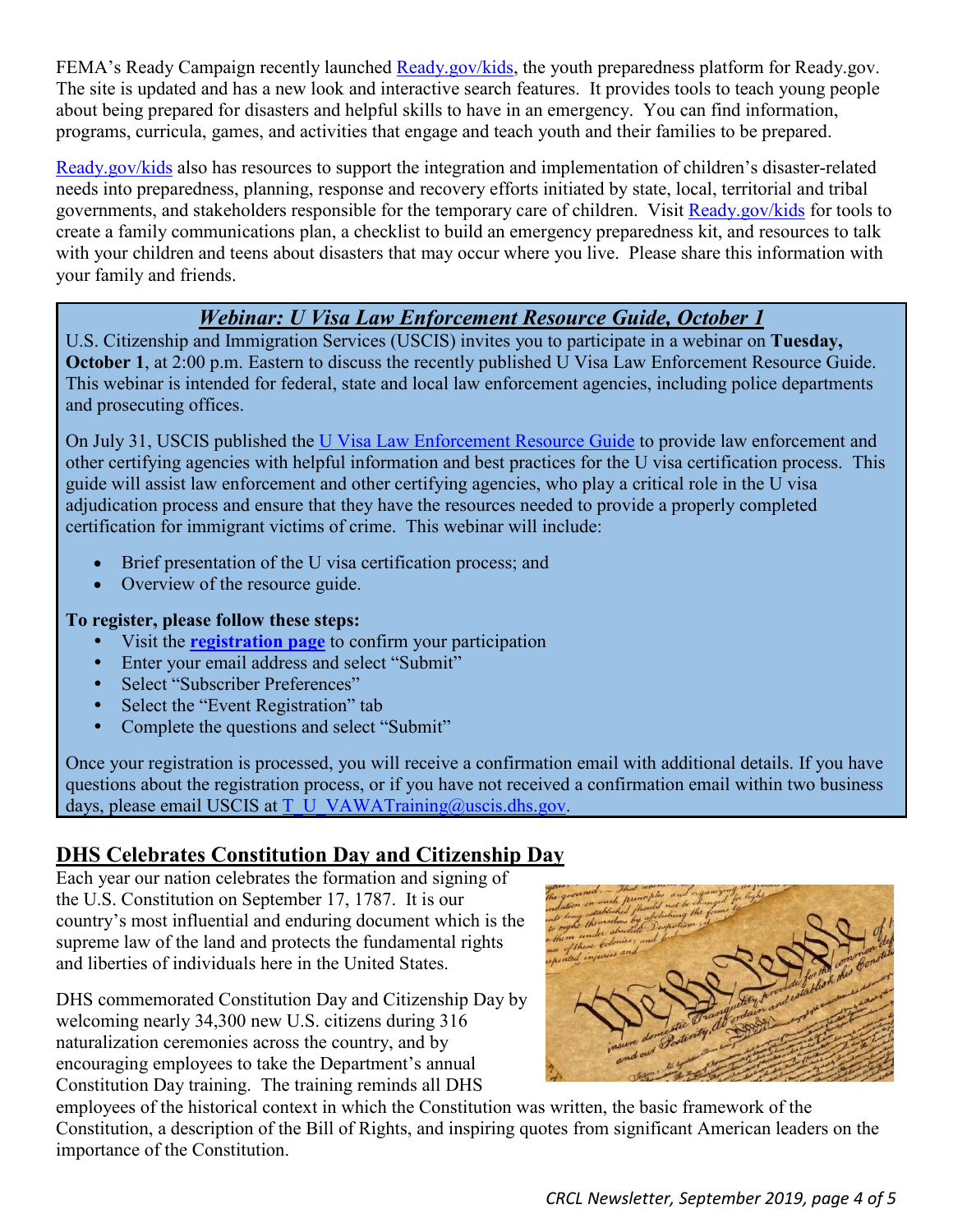FEMA's Ready Campaign recently launched Ready.gov/kids, the youth preparedness platform for Ready.gov. The site is updated and has a new look and interactive search features. It provides tools to teach young people about being prepared for disasters and helpful skills to have in an emergency. You can find information, programs, curricula, games, and activities that engage and teach youth and their families to be prepared.

Ready.gov/kids also has resources to support the integration and implementation of children's disaster-related needs into preparedness, planning, response and recovery efforts initiated by state, local, territorial and tribal governments, and stakeholders responsible for the temporary care of children. Visit Ready.gov/kids for tools to create a family communications plan, a checklist to build an emergency preparedness kit, and resources to talk with your children and teens about disasters that may occur where you live. Please share this information with your family and friends.

## *Webinar: U Visa Law Enforcement Resource Guide, October 1*

U.S. Citizenship and Immigration Services (USCIS) invites you to participate in a webinar on **Tuesday, October 1**, at 2:00 p.m. Eastern to discuss the recently published U Visa Law Enforcement Resource Guide. This webinar is intended for federal, state and local law enforcement agencies, including police departments and prosecuting offices.

On July 31, USCIS published the U Visa Law Enforcement Resource Guide to provide law enforcement and other certifying agencies with helpful information and best practices for the U visa certification process. This guide will assist law enforcement and other certifying agencies, who play a critical role in the U visa adjudication process and ensure that they have the resources needed to provide a properly completed certification for immigrant victims of crime. This webinar will include:

- Brief presentation of the U visa certification process; and
- Overview of the resource guide.

**To register, please follow these steps:**

- Visit the **registration page** to confirm your participation
- Enter your email address and select "Submit"
- Select "Subscriber Preferences"
- Select the "Event Registration" tab
- Complete the questions and select "Submit"

Once your registration is processed, you will receive a confirmation email with additional details. If you have questions about the registration process, or if you have not received a confirmation email within two business days, please email USCIS at T_U_VAWATraining@uscis.dhs.gov.

## DHS Celebrates Constitution Day and Citizenship Day

Each year our nation celebrates the formation and signing of the U.S. Constitution on September 17, 1787. It is our country's most influential and enduring document which is the supreme law of the land and protects the fundamental rights and liberties of individuals here in the United States.

DHS commemorated Constitution Day and Citizenship Day by welcoming nearly 34,300 new U.S. citizens during 316 naturalization ceremonies across the country, and by encouraging employees to take the Department's annual Constitution Day training. The training reminds all DHS employees of the historical context in which the Constitution was written, the basic framework of the Constitution, a description of the Bill of Rights, and inspiring quotes from significant American leaders on the importance of the Constitution.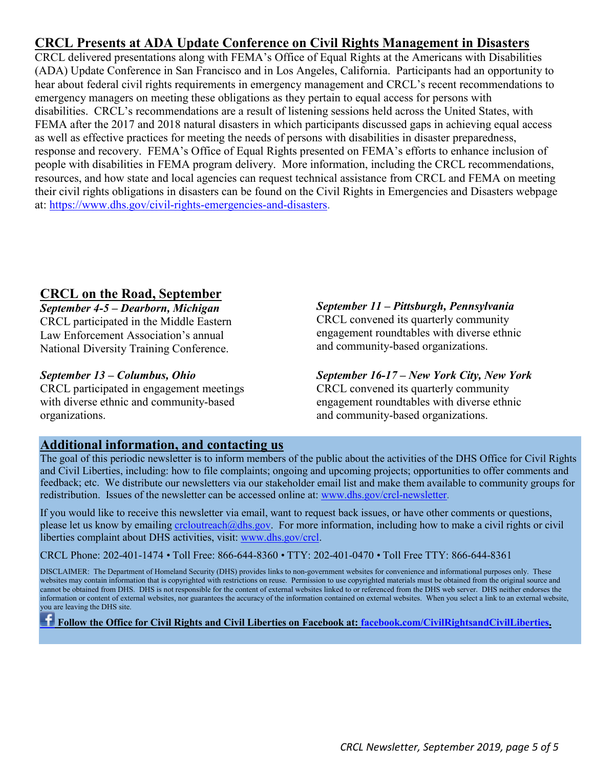## CRCL Presents at ADA Update Conference on Civil Rights Management in Disasters

CRCL delivered presentations along with FEMA's Office of Equal Rights at the Americans with Disabilities (ADA) Update Conference in San Francisco and in Los Angeles, California. Participants had an opportunity to hear about federal civil rights requirements in emergency management and CRCL's recent recommendations to emergency managers on meeting these obligations as they pertain to equal access for persons with disabilities. CRCL's recommendations are a result of listening sessions held across the United States, with FEMA after the 2017 and 2018 natural disasters in which participants discussed gaps in achieving equal access as well as effective practices for meeting the needs of persons with disabilities in disaster preparedness, response and recovery. FEMA's Office of Equal Rights presented on FEMA's efforts to enhance inclusion of people with disabilities in FEMA program delivery. More information, including the CRCL recommendations, resources, and how state and local agencies can request technical assistance from CRCL and FEMA on meeting their civil rights obligations in disasters can be found on the Civil Rights in Emergencies and Disasters webpage at: https://www.dhs.gov/civil-rights-emergencies-and-disasters.

## CRCL on the Road, September

***September 4-5 – Dearborn, Michigan***
CRCL participated in the Middle Eastern Law Enforcement Association's annual National Diversity Training Conference.

***September 13 – Columbus, Ohio***
CRCL participated in engagement meetings with diverse ethnic and community-based organizations.

***September 11 – Pittsburgh, Pennsylvania***
CRCL convened its quarterly community engagement roundtables with diverse ethnic and community-based organizations.

***September 16-17 – New York City, New York***
CRCL convened its quarterly community engagement roundtables with diverse ethnic and community-based organizations.

## Additional information, and contacting us

The goal of this periodic newsletter is to inform members of the public about the activities of the DHS Office for Civil Rights and Civil Liberties, including: how to file complaints; ongoing and upcoming projects; opportunities to offer comments and feedback; etc. We distribute our newsletters via our stakeholder email list and make them available to community groups for redistribution. Issues of the newsletter can be accessed online at: www.dhs.gov/crcl-newsletter.

If you would like to receive this newsletter via email, want to request back issues, or have other comments or questions, please let us know by emailing crcloutreach@dhs.gov. For more information, including how to make a civil rights or civil liberties complaint about DHS activities, visit: www.dhs.gov/crcl.

CRCL Phone: 202-401-1474 • Toll Free: 866-644-8360 • TTY: 202-401-0470 • Toll Free TTY: 866-644-8361

DISCLAIMER: The Department of Homeland Security (DHS) provides links to non-government websites for convenience and informational purposes only. These websites may contain information that is copyrighted with restrictions on reuse. Permission to use copyrighted materials must be obtained from the original source and cannot be obtained from DHS. DHS is not responsible for the content of external websites linked to or referenced from the DHS web server. DHS neither endorses the information or content of external websites, nor guarantees the accuracy of the information contained on external websites. When you select a link to an external website, you are leaving the DHS site.

**Follow the Office for Civil Rights and Civil Liberties on Facebook at: facebook.com/CivilRightsandCivilLiberties.**